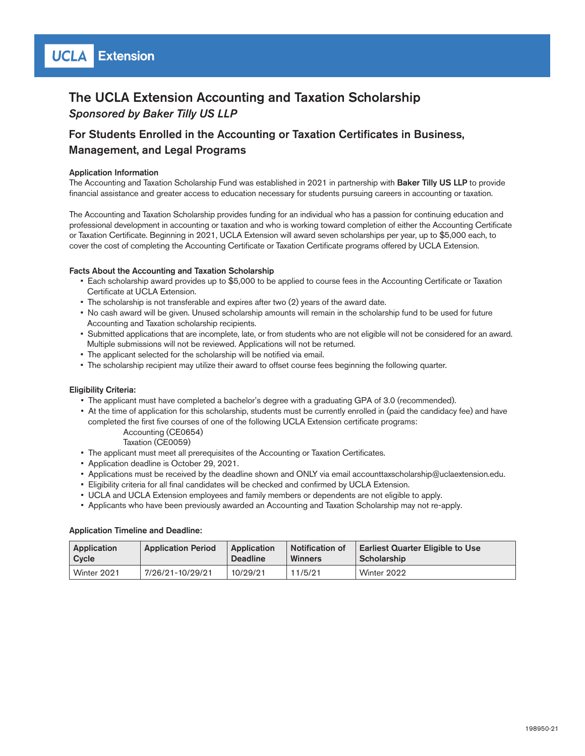UCLA Extension

# The UCLA Extension Accounting and Taxation Scholarship

*Sponsored by Baker Tilly US LLP*

## For Students Enrolled in the Accounting or Taxation Certificates in Business, Management, and Legal Programs

### Application Information

The Accounting and Taxation Scholarship Fund was established in 2021 in partnership with **Baker Tilly US LLP** to provide financial assistance and greater access to education necessary for students pursuing careers in accounting or taxation.

The Accounting and Taxation Scholarship provides funding for an individual who has a passion for continuing education and professional development in accounting or taxation and who is working toward completion of either the Accounting Certificate or Taxation Certificate. Beginning in 2021, UCLA Extension will award seven scholarships per year, up to $5,000 each, to cover the cost of completing the Accounting Certificate or Taxation Certificate programs offered by UCLA Extension.

### Facts About the Accounting and Taxation Scholarship

- Each scholarship award provides up to $5,000 to be applied to course fees in the Accounting Certificate or Taxation Certificate at UCLA Extension.
- The scholarship is not transferable and expires after two (2) years of the award date.
- No cash award will be given. Unused scholarship amounts will remain in the scholarship fund to be used for future Accounting and Taxation scholarship recipients.
- Submitted applications that are incomplete, late, or from students who are not eligible will not be considered for an award. Multiple submissions will not be reviewed. Applications will not be returned.
- The applicant selected for the scholarship will be notified via email.
- The scholarship recipient may utilize their award to offset course fees beginning the following quarter.

### Eligibility Criteria:

- The applicant must have completed a bachelor's degree with a graduating GPA of 3.0 (recommended).
- At the time of application for this scholarship, students must be currently enrolled in (paid the candidacy fee) and have completed the first five courses of one of the following UCLA Extension certificate programs:
  - Accounting (CE0654)
  - Taxation (CE0059)
- The applicant must meet all prerequisites of the Accounting or Taxation Certificates.
- Application deadline is October 29, 2021.
- Applications must be received by the deadline shown and ONLY via email accounttaxscholarship@uclaextension.edu.
- Eligibility criteria for all final candidates will be checked and confirmed by UCLA Extension.
- UCLA and UCLA Extension employees and family members or dependents are not eligible to apply.
- Applicants who have been previously awarded an Accounting and Taxation Scholarship may not re-apply.

### Application Timeline and Deadline:

| Application Cycle | Application Period | Application Deadline | Notification of Winners | Earliest Quarter Eligible to Use Scholarship |
|---|---|---|---|---|
| Winter 2021 | 7/26/21-10/29/21 | 10/29/21 | 11/5/21 | Winter 2022 |

198950-21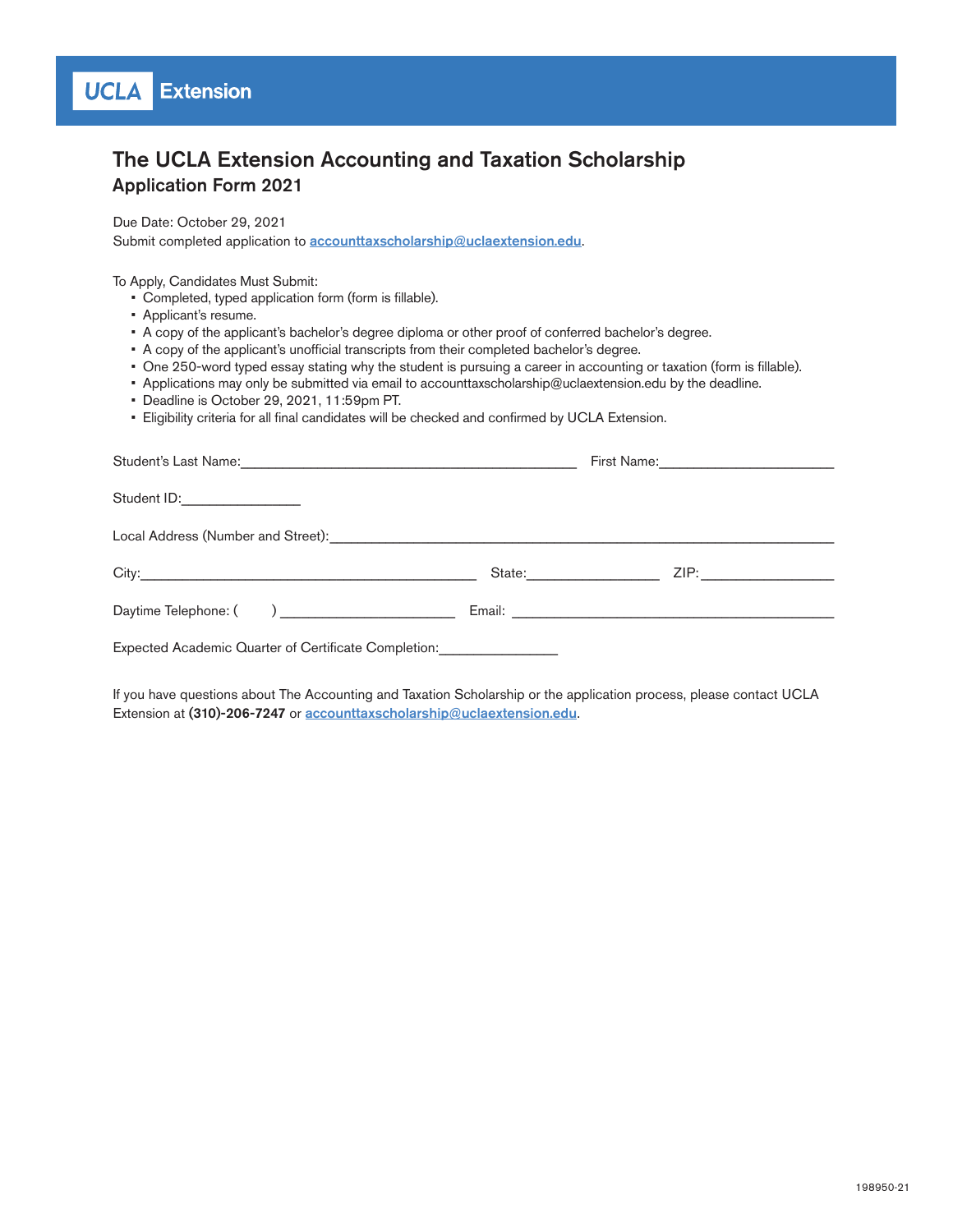UCLA Extension

# The UCLA Extension Accounting and Taxation Scholarship

## Application Form 2021

Due Date: October 29, 2021
Submit completed application to accounttaxscholarship@uclaextension.edu.

To Apply, Candidates Must Submit:

- Completed, typed application form (form is fillable).
- Applicant's resume.
- A copy of the applicant's bachelor's degree diploma or other proof of conferred bachelor's degree.
- A copy of the applicant's unofficial transcripts from their completed bachelor's degree.
- One 250-word typed essay stating why the student is pursuing a career in accounting or taxation (form is fillable).
- Applications may only be submitted via email to accounttaxscholarship@uclaextension.edu by the deadline.
- Deadline is October 29, 2021, 11:59pm PT.
- Eligibility criteria for all final candidates will be checked and confirmed by UCLA Extension.

Student's Last Name:_____________________________________________ First Name:_______________________

Student ID:________________

Local Address (Number and Street):_____________________________________________________________________

City:_____________________________________________ State:_________________ ZIP:_________________

Daytime Telephone: (      ) _______________________ Email: ___________________________________________

Expected Academic Quarter of Certificate Completion:_______________

If you have questions about The Accounting and Taxation Scholarship or the application process, please contact UCLA Extension at **(310)-206-7247** or accounttaxscholarship@uclaextension.edu.

198950-21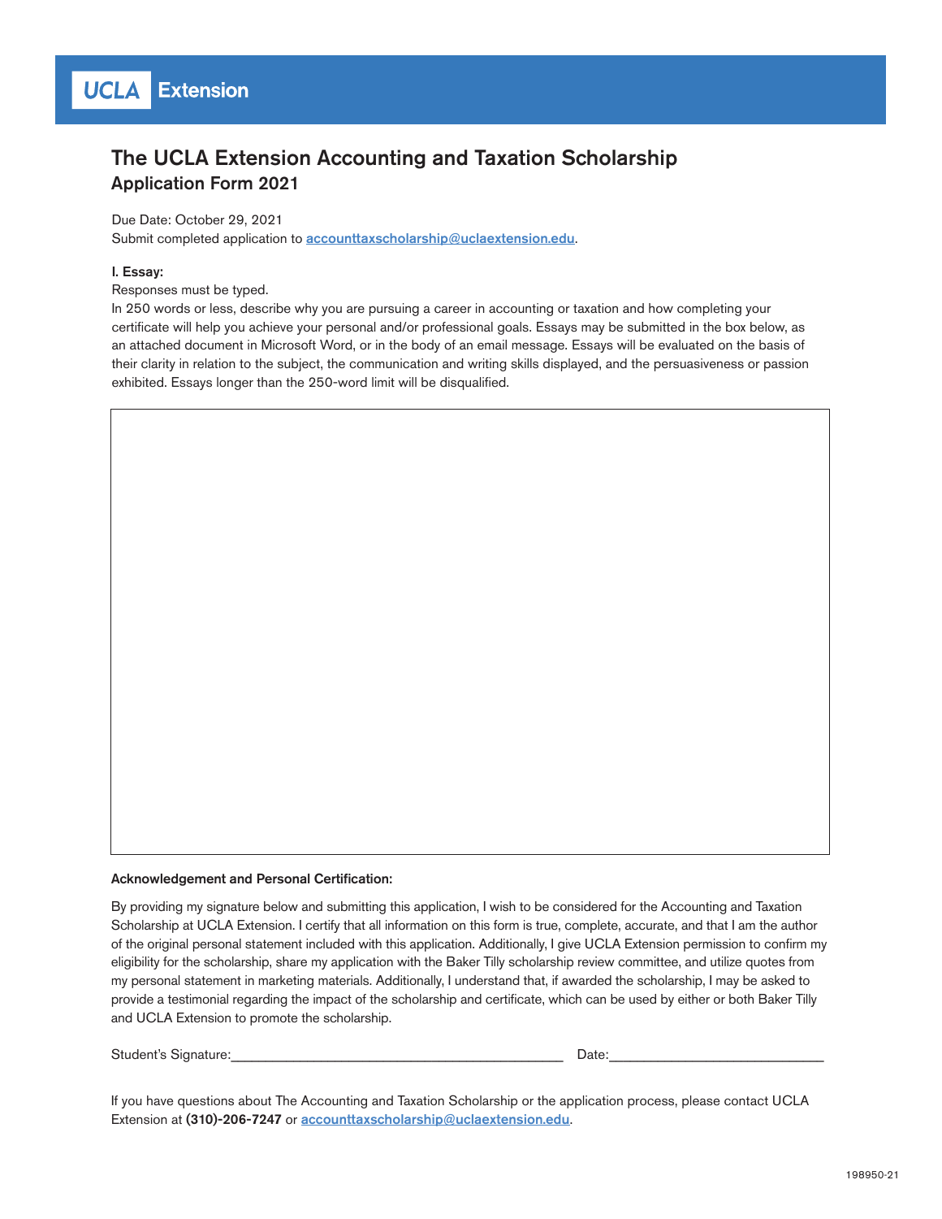UCLA Extension

# The UCLA Extension Accounting and Taxation Scholarship

## Application Form 2021

Due Date: October 29, 2021
Submit completed application to accounttaxscholarship@uclaextension.edu.

**I. Essay:**

Responses must be typed.

In 250 words or less, describe why you are pursuing a career in accounting or taxation and how completing your certificate will help you achieve your personal and/or professional goals. Essays may be submitted in the box below, as an attached document in Microsoft Word, or in the body of an email message. Essays will be evaluated on the basis of their clarity in relation to the subject, the communication and writing skills displayed, and the persuasiveness or passion exhibited. Essays longer than the 250-word limit will be disqualified.

**Acknowledgement and Personal Certification:**

By providing my signature below and submitting this application, I wish to be considered for the Accounting and Taxation Scholarship at UCLA Extension. I certify that all information on this form is true, complete, accurate, and that I am the author of the original personal statement included with this application. Additionally, I give UCLA Extension permission to confirm my eligibility for the scholarship, share my application with the Baker Tilly scholarship review committee, and utilize quotes from my personal statement in marketing materials. Additionally, I understand that, if awarded the scholarship, I may be asked to provide a testimonial regarding the impact of the scholarship and certificate, which can be used by either or both Baker Tilly and UCLA Extension to promote the scholarship.

Student's Signature:_____________________________________________ Date:_____________________________

If you have questions about The Accounting and Taxation Scholarship or the application process, please contact UCLA Extension at **(310)-206-7247** or accounttaxscholarship@uclaextension.edu.

198950-21